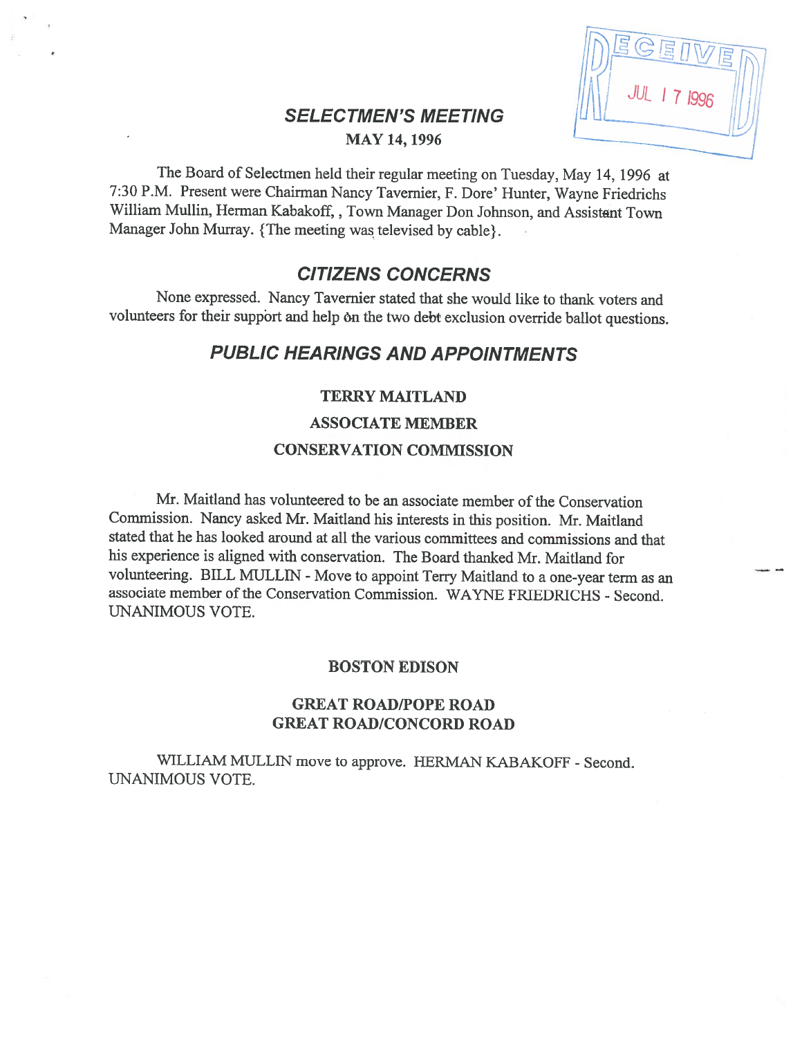# SELECTMEN'S MEETING

**MAY 14, 1996**

RECEIVED JUL 17 1996

The Board of Selectmen held their regular meeting on Tuesday, May 14, 1996 at 7:30 P.M. Present were Chairman Nancy Tavernier, F. Dore' Hunter, Wayne Friedrichs William Mullin, Herman Kabakoff, , Town Manager Don Johnson, and Assistant Town Manager John Murray. {The meeting was televised by cable}.

## CITIZENS CONCERNS

None expressed. Nancy Tavernier stated that she would like to thank voters and volunteers for their support and help on the two debt exclusion override ballot questions.

## PUBLIC HEARINGS AND APPOINTMENTS

### TERRY MAITLAND
### ASSOCIATE MEMBER
### CONSERVATION COMMISSION

Mr. Maitland has volunteered to be an associate member of the Conservation Commission. Nancy asked Mr. Maitland his interests in this position. Mr. Maitland stated that he has looked around at all the various committees and commissions and that his experience is aligned with conservation. The Board thanked Mr. Maitland for volunteering. BILL MULLIN - Move to appoint Terry Maitland to a one-year term as an associate member of the Conservation Commission. WAYNE FRIEDRICHS - Second. UNANIMOUS VOTE.

### BOSTON EDISON

### GREAT ROAD/POPE ROAD
### GREAT ROAD/CONCORD ROAD

WILLIAM MULLIN move to approve. HERMAN KABAKOFF - Second. UNANIMOUS VOTE.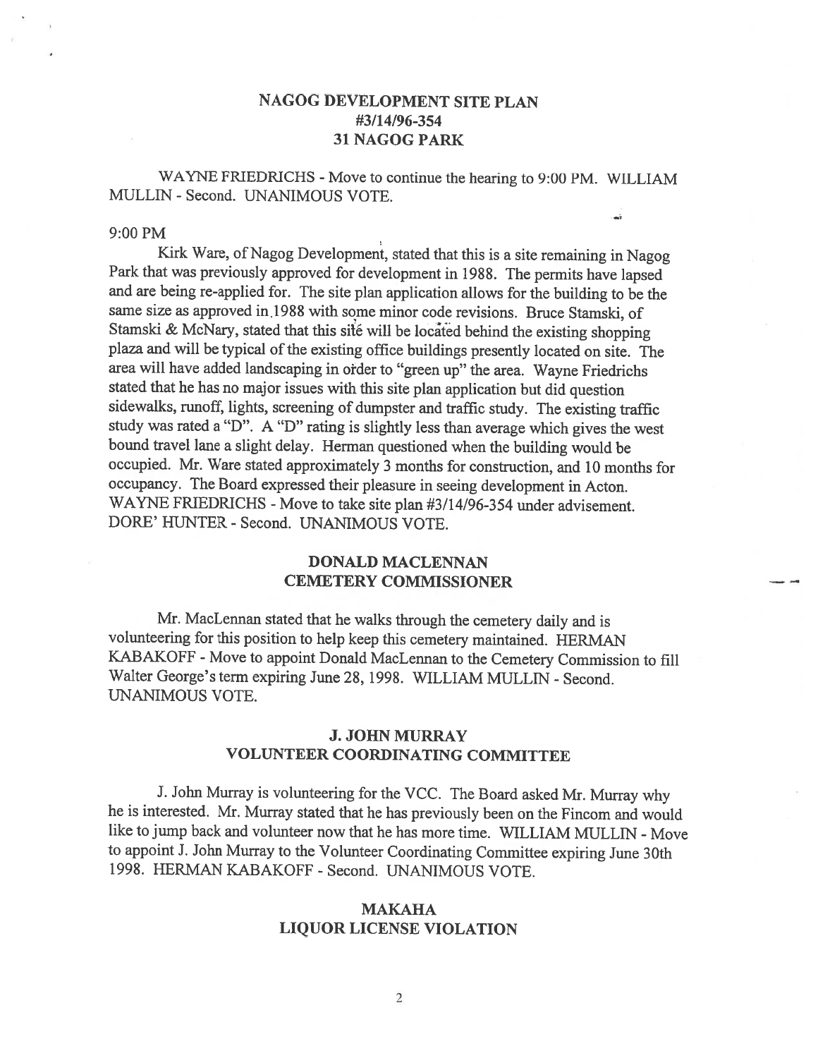## NAGOG DEVELOPMENT SITE PLAN
## #3/14/96-354
## 31 NAGOG PARK

WAYNE FRIEDRICHS - Move to continue the hearing to 9:00 PM. WILLIAM MULLIN - Second. UNANIMOUS VOTE.

9:00 PM

Kirk Ware, of Nagog Development, stated that this is a site remaining in Nagog Park that was previously approved for development in 1988. The permits have lapsed and are being re-applied for. The site plan application allows for the building to be the same size as approved in 1988 with some minor code revisions. Bruce Stamski, of Stamski & McNary, stated that this site will be located behind the existing shopping plaza and will be typical of the existing office buildings presently located on site. The area will have added landscaping in order to "green up" the area. Wayne Friedrichs stated that he has no major issues with this site plan application but did question sidewalks, runoff, lights, screening of dumpster and traffic study. The existing traffic study was rated a "D". A "D" rating is slightly less than average which gives the west bound travel lane a slight delay. Herman questioned when the building would be occupied. Mr. Ware stated approximately 3 months for construction, and 10 months for occupancy. The Board expressed their pleasure in seeing development in Acton. WAYNE FRIEDRICHS - Move to take site plan #3/14/96-354 under advisement. DORE' HUNTER - Second. UNANIMOUS VOTE.

## DONALD MACLENNAN
## CEMETERY COMMISSIONER

Mr. MacLennan stated that he walks through the cemetery daily and is volunteering for this position to help keep this cemetery maintained. HERMAN KABAKOFF - Move to appoint Donald MacLennan to the Cemetery Commission to fill Walter George's term expiring June 28, 1998. WILLIAM MULLIN - Second. UNANIMOUS VOTE.

## J. JOHN MURRAY
## VOLUNTEER COORDINATING COMMITTEE

J. John Murray is volunteering for the VCC. The Board asked Mr. Murray why he is interested. Mr. Murray stated that he has previously been on the Fincom and would like to jump back and volunteer now that he has more time. WILLIAM MULLIN - Move to appoint J. John Murray to the Volunteer Coordinating Committee expiring June 30th 1998. HERMAN KABAKOFF - Second. UNANIMOUS VOTE.

## MAKAHA
## LIQUOR LICENSE VIOLATION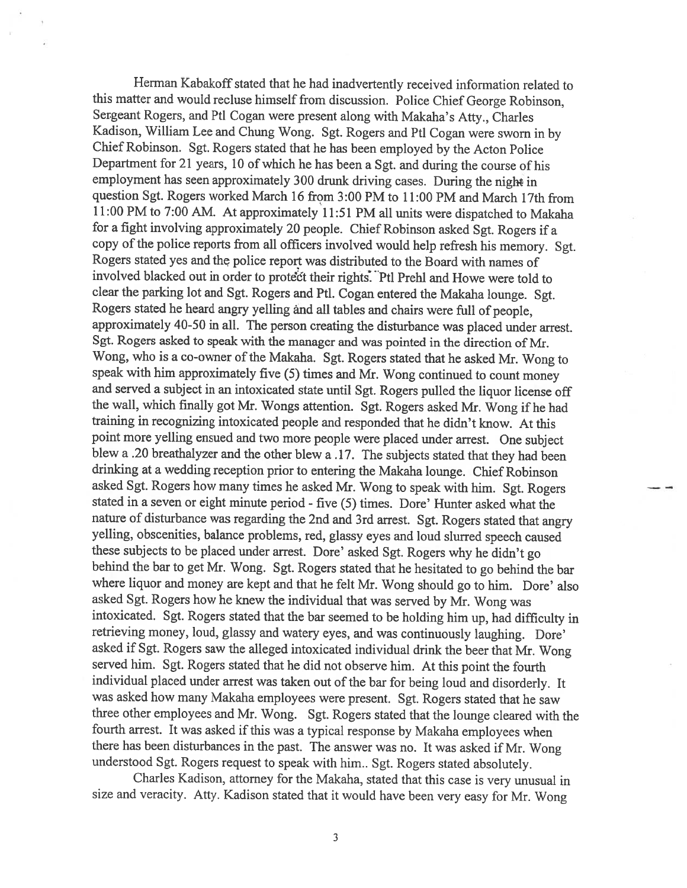Herman Kabakoff stated that he had inadvertently received information related to this matter and would recluse himself from discussion. Police Chief George Robinson, Sergeant Rogers, and Ptl Cogan were present along with Makaha's Atty., Charles Kadison, William Lee and Chung Wong. Sgt. Rogers and Ptl Cogan were sworn in by Chief Robinson. Sgt. Rogers stated that he has been employed by the Acton Police Department for 21 years, 10 of which he has been a Sgt. and during the course of his employment has seen approximately 300 drunk driving cases. During the night in question Sgt. Rogers worked March 16 from 3:00 PM to 11:00 PM and March 17th from 11:00 PM to 7:00 AM. At approximately 11:51 PM all units were dispatched to Makaha for a fight involving approximately 20 people. Chief Robinson asked Sgt. Rogers if a copy of the police reports from all officers involved would help refresh his memory. Sgt. Rogers stated yes and the police report was distributed to the Board with names of involved blacked out in order to protect their rights. Ptl Prehl and Howe were told to clear the parking lot and Sgt. Rogers and Ptl. Cogan entered the Makaha lounge. Sgt. Rogers stated he heard angry yelling and all tables and chairs were full of people, approximately 40-50 in all. The person creating the disturbance was placed under arrest. Sgt. Rogers asked to speak with the manager and was pointed in the direction of Mr. Wong, who is a co-owner of the Makaha. Sgt. Rogers stated that he asked Mr. Wong to speak with him approximately five (5) times and Mr. Wong continued to count money and served a subject in an intoxicated state until Sgt. Rogers pulled the liquor license off the wall, which finally got Mr. Wongs attention. Sgt. Rogers asked Mr. Wong if he had training in recognizing intoxicated people and responded that he didn't know. At this point more yelling ensued and two more people were placed under arrest. One subject blew a .20 breathalyzer and the other blew a .17. The subjects stated that they had been drinking at a wedding reception prior to entering the Makaha lounge. Chief Robinson asked Sgt. Rogers how many times he asked Mr. Wong to speak with him. Sgt. Rogers stated in a seven or eight minute period - five (5) times. Dore' Hunter asked what the nature of disturbance was regarding the 2nd and 3rd arrest. Sgt. Rogers stated that angry yelling, obscenities, balance problems, red, glassy eyes and loud slurred speech caused these subjects to be placed under arrest. Dore' asked Sgt. Rogers why he didn't go behind the bar to get Mr. Wong. Sgt. Rogers stated that he hesitated to go behind the bar where liquor and money are kept and that he felt Mr. Wong should go to him. Dore' also asked Sgt. Rogers how he knew the individual that was served by Mr. Wong was intoxicated. Sgt. Rogers stated that the bar seemed to be holding him up, had difficulty in retrieving money, loud, glassy and watery eyes, and was continuously laughing. Dore' asked if Sgt. Rogers saw the alleged intoxicated individual drink the beer that Mr. Wong served him. Sgt. Rogers stated that he did not observe him. At this point the fourth individual placed under arrest was taken out of the bar for being loud and disorderly. It was asked how many Makaha employees were present. Sgt. Rogers stated that he saw three other employees and Mr. Wong. Sgt. Rogers stated that the lounge cleared with the fourth arrest. It was asked if this was a typical response by Makaha employees when there has been disturbances in the past. The answer was no. It was asked if Mr. Wong understood Sgt. Rogers request to speak with him.. Sgt. Rogers stated absolutely.

Charles Kadison, attorney for the Makaha, stated that this case is very unusual in size and veracity. Atty. Kadison stated that it would have been very easy for Mr. Wong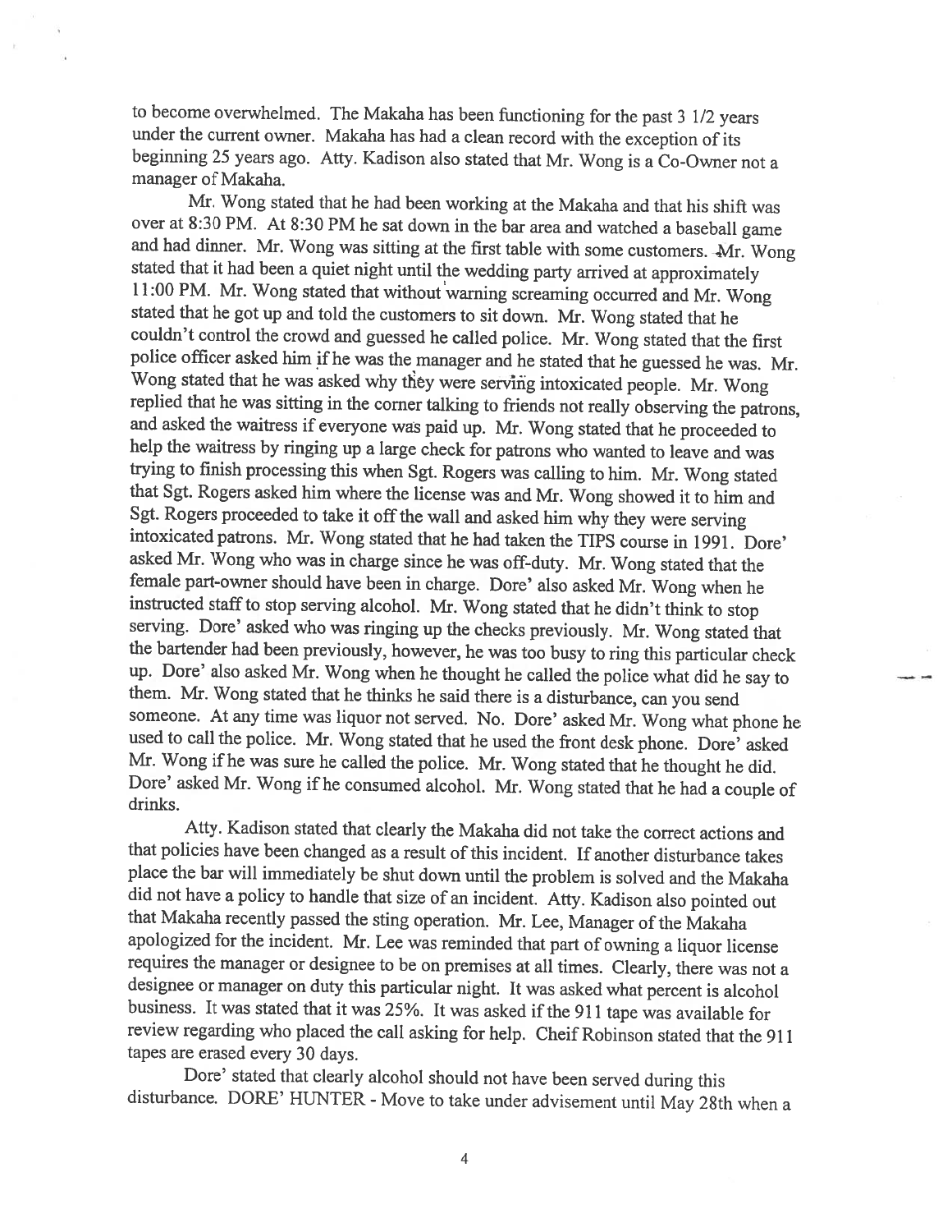to become overwhelmed. The Makaha has been functioning for the past 3 1/2 years under the current owner. Makaha has had a clean record with the exception of its beginning 25 years ago. Atty. Kadison also stated that Mr. Wong is a Co-Owner not a manager of Makaha.

Mr. Wong stated that he had been working at the Makaha and that his shift was over at 8:30 PM. At 8:30 PM he sat down in the bar area and watched a baseball game and had dinner. Mr. Wong was sitting at the first table with some customers. Mr. Wong stated that it had been a quiet night until the wedding party arrived at approximately 11:00 PM. Mr. Wong stated that without warning screaming occurred and Mr. Wong stated that he got up and told the customers to sit down. Mr. Wong stated that he couldn't control the crowd and guessed he called police. Mr. Wong stated that the first police officer asked him if he was the manager and he stated that he guessed he was. Mr. Wong stated that he was asked why they were serving intoxicated people. Mr. Wong replied that he was sitting in the corner talking to friends not really observing the patrons, and asked the waitress if everyone was paid up. Mr. Wong stated that he proceeded to help the waitress by ringing up a large check for patrons who wanted to leave and was trying to finish processing this when Sgt. Rogers was calling to him. Mr. Wong stated that Sgt. Rogers asked him where the license was and Mr. Wong showed it to him and Sgt. Rogers proceeded to take it off the wall and asked him why they were serving intoxicated patrons. Mr. Wong stated that he had taken the TIPS course in 1991. Dore' asked Mr. Wong who was in charge since he was off-duty. Mr. Wong stated that the female part-owner should have been in charge. Dore' also asked Mr. Wong when he instructed staff to stop serving alcohol. Mr. Wong stated that he didn't think to stop serving. Dore' asked who was ringing up the checks previously. Mr. Wong stated that the bartender had been previously, however, he was too busy to ring this particular check up. Dore' also asked Mr. Wong when he thought he called the police what did he say to them. Mr. Wong stated that he thinks he said there is a disturbance, can you send someone. At any time was liquor not served. No. Dore' asked Mr. Wong what phone he used to call the police. Mr. Wong stated that he used the front desk phone. Dore' asked Mr. Wong if he was sure he called the police. Mr. Wong stated that he thought he did. Dore' asked Mr. Wong if he consumed alcohol. Mr. Wong stated that he had a couple of drinks.

Atty. Kadison stated that clearly the Makaha did not take the correct actions and that policies have been changed as a result of this incident. If another disturbance takes place the bar will immediately be shut down until the problem is solved and the Makaha did not have a policy to handle that size of an incident. Atty. Kadison also pointed out that Makaha recently passed the sting operation. Mr. Lee, Manager of the Makaha apologized for the incident. Mr. Lee was reminded that part of owning a liquor license requires the manager or designee to be on premises at all times. Clearly, there was not a designee or manager on duty this particular night. It was asked what percent is alcohol business. It was stated that it was 25%. It was asked if the 911 tape was available for review regarding who placed the call asking for help. Cheif Robinson stated that the 911 tapes are erased every 30 days.

Dore' stated that clearly alcohol should not have been served during this disturbance. DORE' HUNTER - Move to take under advisement until May 28th when a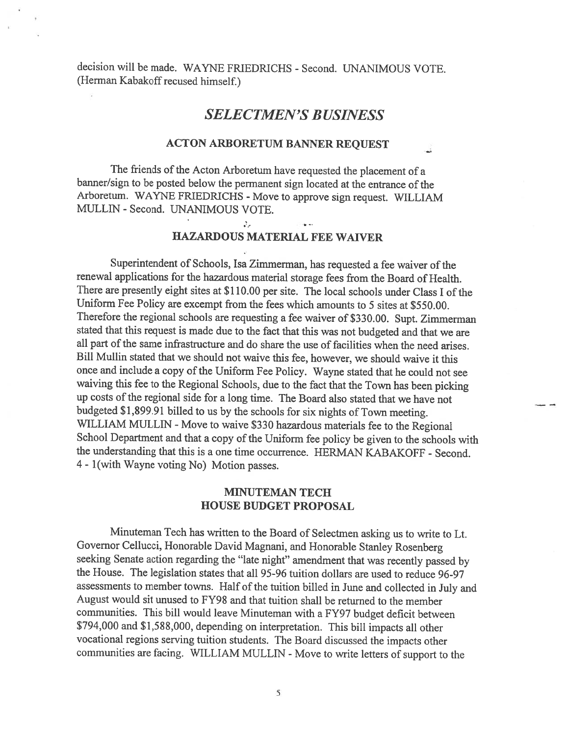decision will be made. WAYNE FRIEDRICHS - Second. UNANIMOUS VOTE. (Herman Kabakoff recused himself.)

## *SELECTMEN'S BUSINESS*

### ACTON ARBORETUM BANNER REQUEST

The friends of the Acton Arboretum have requested the placement of a banner/sign to be posted below the permanent sign located at the entrance of the Arboretum. WAYNE FRIEDRICHS - Move to approve sign request. WILLIAM MULLIN - Second. UNANIMOUS VOTE.

### HAZARDOUS MATERIAL FEE WAIVER

Superintendent of Schools, Isa Zimmerman, has requested a fee waiver of the renewal applications for the hazardous material storage fees from the Board of Health. There are presently eight sites at $110.00 per site. The local schools under Class I of the Uniform Fee Policy are excempt from the fees which amounts to 5 sites at $550.00. Therefore the regional schools are requesting a fee waiver of $330.00. Supt. Zimmerman stated that this request is made due to the fact that this was not budgeted and that we are all part of the same infrastructure and do share the use of facilities when the need arises. Bill Mullin stated that we should not waive this fee, however, we should waive it this once and include a copy of the Uniform Fee Policy. Wayne stated that he could not see waiving this fee to the Regional Schools, due to the fact that the Town has been picking up costs of the regional side for a long time. The Board also stated that we have not budgeted $1,899.91 billed to us by the schools for six nights of Town meeting. WILLIAM MULLIN - Move to waive $330 hazardous materials fee to the Regional School Department and that a copy of the Uniform fee policy be given to the schools with the understanding that this is a one time occurrence. HERMAN KABAKOFF - Second. 4 - 1(with Wayne voting No) Motion passes.

### MINUTEMAN TECH HOUSE BUDGET PROPOSAL

Minuteman Tech has written to the Board of Selectmen asking us to write to Lt. Governor Cellucci, Honorable David Magnani, and Honorable Stanley Rosenberg seeking Senate action regarding the "late night" amendment that was recently passed by the House. The legislation states that all 95-96 tuition dollars are used to reduce 96-97 assessments to member towns. Half of the tuition billed in June and collected in July and August would sit unused to FY98 and that tuition shall be returned to the member communities. This bill would leave Minuteman with a FY97 budget deficit between $794,000 and $1,588,000, depending on interpretation. This bill impacts all other vocational regions serving tuition students. The Board discussed the impacts other communities are facing. WILLIAM MULLIN - Move to write letters of support to the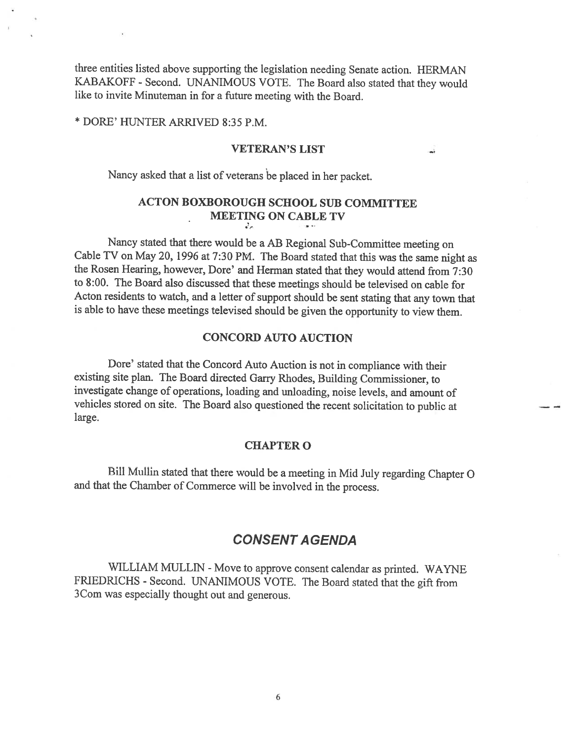three entities listed above supporting the legislation needing Senate action. HERMAN KABAKOFF - Second. UNANIMOUS VOTE. The Board also stated that they would like to invite Minuteman in for a future meeting with the Board.

* DORE' HUNTER ARRIVED 8:35 P.M.

### VETERAN'S LIST

Nancy asked that a list of veterans be placed in her packet.

### ACTON BOXBOROUGH SCHOOL SUB COMMITTEE MEETING ON CABLE TV

Nancy stated that there would be a AB Regional Sub-Committee meeting on Cable TV on May 20, 1996 at 7:30 PM. The Board stated that this was the same night as the Rosen Hearing, however, Dore' and Herman stated that they would attend from 7:30 to 8:00. The Board also discussed that these meetings should be televised on cable for Acton residents to watch, and a letter of support should be sent stating that any town that is able to have these meetings televised should be given the opportunity to view them.

### CONCORD AUTO AUCTION

Dore' stated that the Concord Auto Auction is not in compliance with their existing site plan. The Board directed Garry Rhodes, Building Commissioner, to investigate change of operations, loading and unloading, noise levels, and amount of vehicles stored on site. The Board also questioned the recent solicitation to public at large.

### CHAPTER O

Bill Mullin stated that there would be a meeting in Mid July regarding Chapter O and that the Chamber of Commerce will be involved in the process.

## *CONSENT AGENDA*

WILLIAM MULLIN - Move to approve consent calendar as printed. WAYNE FRIEDRICHS - Second. UNANIMOUS VOTE. The Board stated that the gift from 3Com was especially thought out and generous.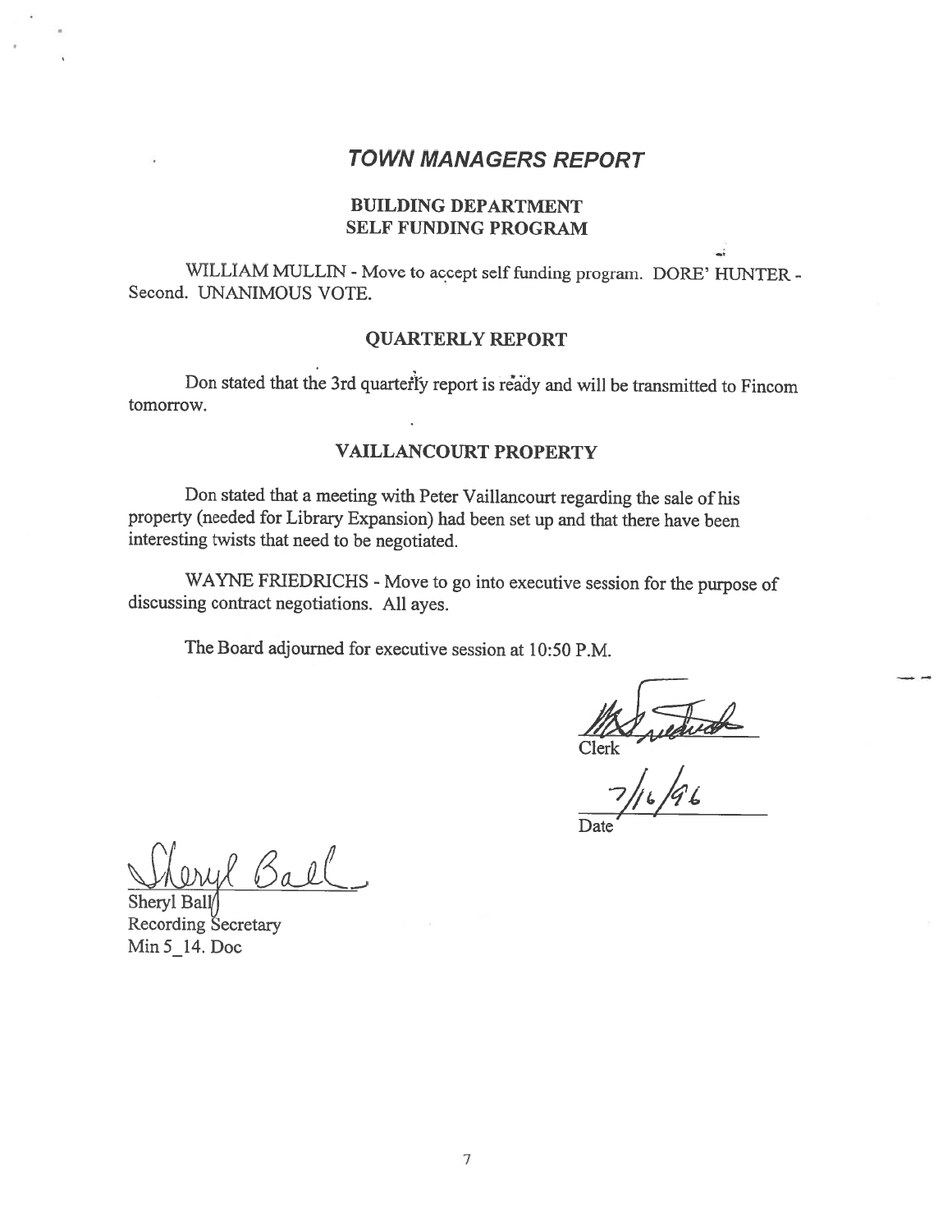## *TOWN MANAGERS REPORT*

### BUILDING DEPARTMENT SELF FUNDING PROGRAM

WILLIAM MULLIN - Move to accept self funding program. DORE' HUNTER - Second. UNANIMOUS VOTE.

### QUARTERLY REPORT

Don stated that the 3rd quarterly report is ready and will be transmitted to Fincom tomorrow.

### VAILLANCOURT PROPERTY

Don stated that a meeting with Peter Vaillancourt regarding the sale of his property (needed for Library Expansion) had been set up and that there have been interesting twists that need to be negotiated.

WAYNE FRIEDRICHS - Move to go into executive session for the purpose of discussing contract negotiations. All ayes.

The Board adjourned for executive session at 10:50 P.M.

Clerk

7/16/96
Date

Sheryl Ball
Recording Secretary
Min 5_14. Doc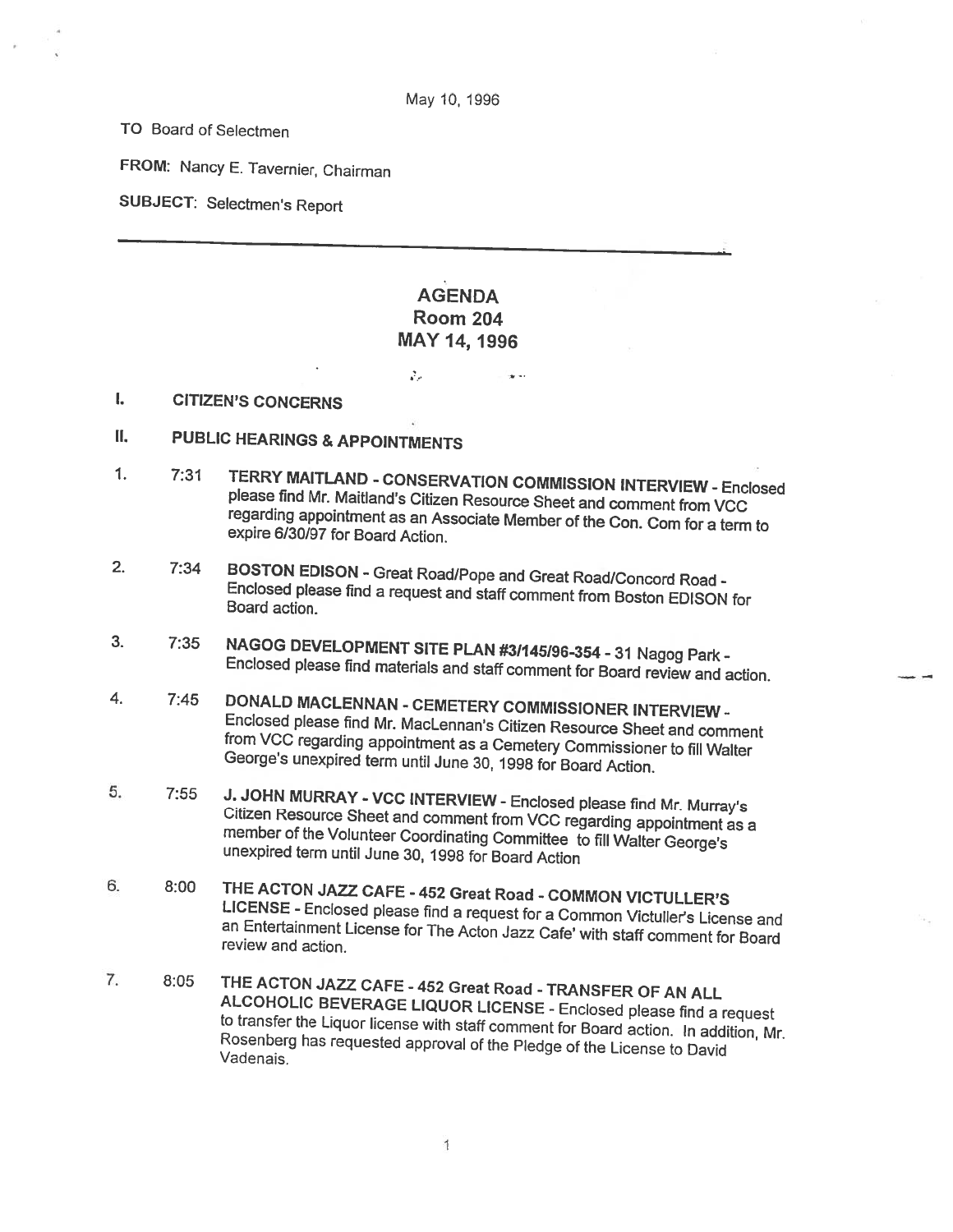May 10, 1996

TO Board of Selectmen

FROM: Nancy E. Tavernier, Chairman

SUBJECT: Selectmen's Report

---

# AGENDA
## Room 204
## MAY 14, 1996

**I. CITIZEN'S CONCERNS**

**II. PUBLIC HEARINGS & APPOINTMENTS**

1. 7:31 **TERRY MAITLAND - CONSERVATION COMMISSION INTERVIEW** - Enclosed please find Mr. Maitland's Citizen Resource Sheet and comment from VCC regarding appointment as an Associate Member of the Con. Com for a term to expire 6/30/97 for Board Action.

2. 7:34 **BOSTON EDISON** - Great Road/Pope and Great Road/Concord Road - Enclosed please find a request and staff comment from Boston EDISON for Board action.

3. 7:35 **NAGOG DEVELOPMENT SITE PLAN #3/145/96-354** - 31 Nagog Park - Enclosed please find materials and staff comment for Board review and action.

4. 7:45 **DONALD MACLENNAN - CEMETERY COMMISSIONER INTERVIEW** - Enclosed please find Mr. MacLennan's Citizen Resource Sheet and comment from VCC regarding appointment as a Cemetery Commissioner to fill Walter George's unexpired term until June 30, 1998 for Board Action.

5. 7:55 **J. JOHN MURRAY - VCC INTERVIEW** - Enclosed please find Mr. Murray's Citizen Resource Sheet and comment from VCC regarding appointment as a member of the Volunteer Coordinating Committee to fill Walter George's unexpired term until June 30, 1998 for Board Action

6. 8:00 **THE ACTON JAZZ CAFE - 452 Great Road - COMMON VICTULLER'S LICENSE** - Enclosed please find a request for a Common Victuller's License and an Entertainment License for The Acton Jazz Cafe' with staff comment for Board review and action.

7. 8:05 **THE ACTON JAZZ CAFE - 452 Great Road - TRANSFER OF AN ALL ALCOHOLIC BEVERAGE LIQUOR LICENSE** - Enclosed please find a request to transfer the Liquor license with staff comment for Board action. In addition, Mr. Rosenberg has requested approval of the Pledge of the License to David Vadenais.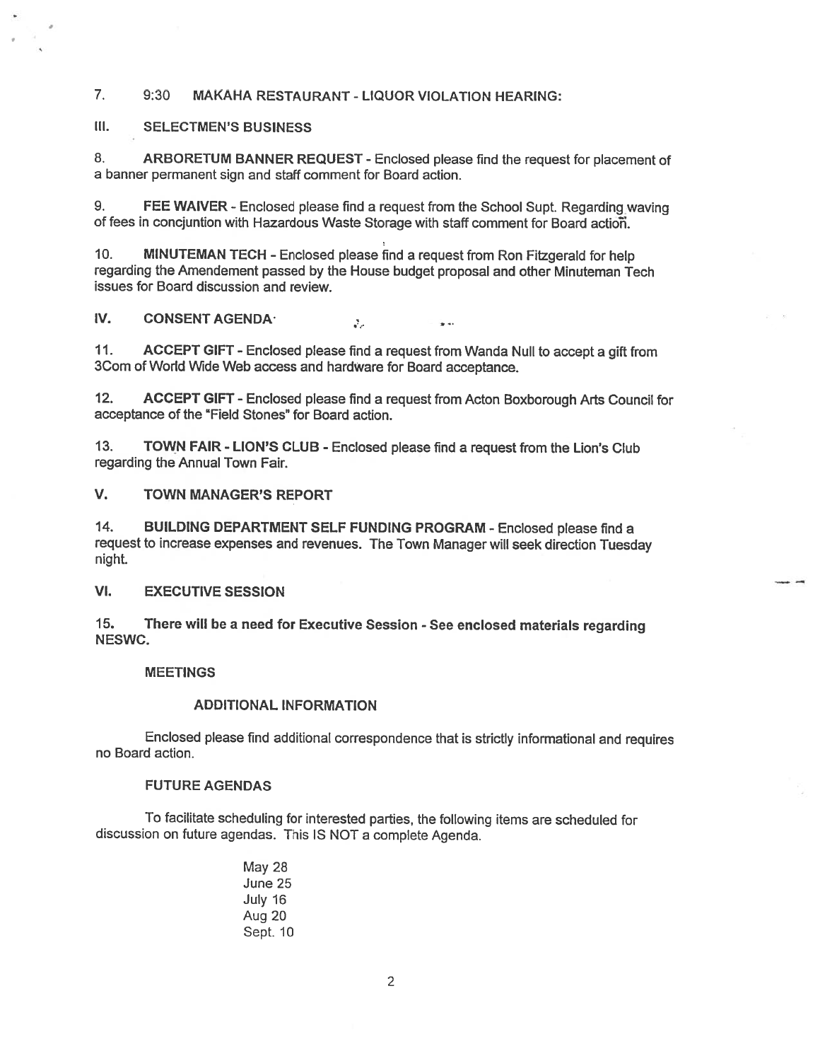7. 9:30 **MAKAHA RESTAURANT - LIQUOR VIOLATION HEARING:**

## III. SELECTMEN'S BUSINESS

8. **ARBORETUM BANNER REQUEST** - Enclosed please find the request for placement of a banner permanent sign and staff comment for Board action.

9. **FEE WAIVER** - Enclosed please find a request from the School Supt. Regarding waving of fees in concjuntion with Hazardous Waste Storage with staff comment for Board action.

10. **MINUTEMAN TECH** - Enclosed please find a request from Ron Fitzgerald for help regarding the Amendement passed by the House budget proposal and other Minuteman Tech issues for Board discussion and review.

## IV. CONSENT AGENDA

11. **ACCEPT GIFT** - Enclosed please find a request from Wanda Null to accept a gift from 3Com of World Wide Web access and hardware for Board acceptance.

12. **ACCEPT GIFT** - Enclosed please find a request from Acton Boxborough Arts Council for acceptance of the "Field Stones" for Board action.

13. **TOWN FAIR - LION'S CLUB** - Enclosed please find a request from the Lion's Club regarding the Annual Town Fair.

## V. TOWN MANAGER'S REPORT

14. **BUILDING DEPARTMENT SELF FUNDING PROGRAM** - Enclosed please find a request to increase expenses and revenues. The Town Manager will seek direction Tuesday night.

## VI. EXECUTIVE SESSION

15. **There will be a need for Executive Session - See enclosed materials regarding NESWC.**

### MEETINGS

### ADDITIONAL INFORMATION

Enclosed please find additional correspondence that is strictly informational and requires no Board action.

### FUTURE AGENDAS

To facilitate scheduling for interested parties, the following items are scheduled for discussion on future agendas. This IS NOT a complete Agenda.

May 28
June 25
July 16
Aug 20
Sept. 10